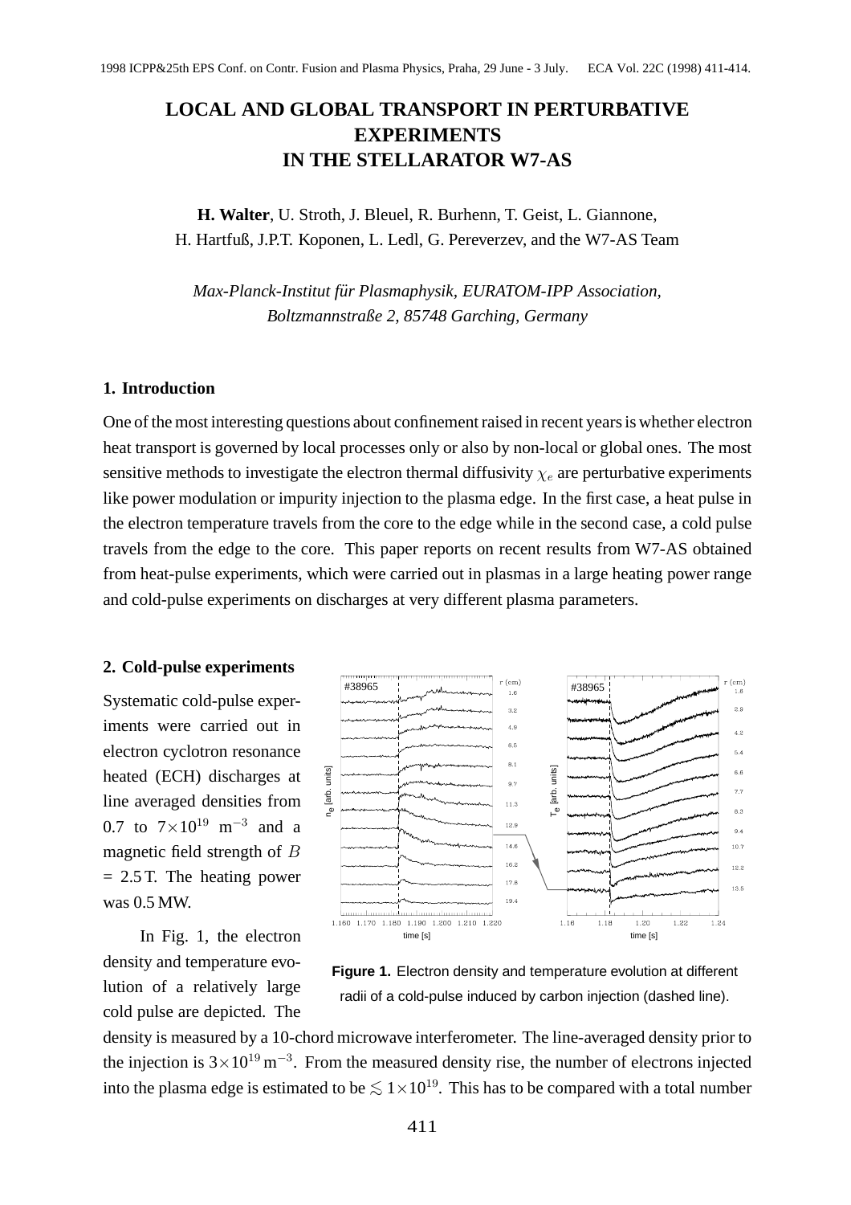# LOCAL AND GLOBAL TRANSPORT IN PERTURBATIVE EXPERIMENTS IN THE STELLARATOR W7-AS

**H. Walter**, U. Stroth, J. Bleuel, R. Burhenn, T. Geist, L. Giannone, H. Hartfuß, J.P.T. Koponen, L. Ledl, G. Pereverzev, and the W7-AS Team

*Max-Planck-Institut für Plasmaphysik, EURATOM-IPP Association, Boltzmannstraße 2, 85748 Garching, Germany*

## 1. Introduction

One of the most interesting questions about confinement raised in recent years is whether electron heat transport is governed by local processes only or also by non-local or global ones. The most sensitive methods to investigate the electron thermal diffusivity $\chi_e$ are perturbative experiments like power modulation or impurity injection to the plasma edge. In the first case, a heat pulse in the electron temperature travels from the core to the edge while in the second case, a cold pulse travels from the edge to the core. This paper reports on recent results from W7-AS obtained from heat-pulse experiments, which were carried out in plasmas in a large heating power range and cold-pulse experiments on discharges at very different plasma parameters.

## 2. Cold-pulse experiments

Systematic cold-pulse experiments were carried out in electron cyclotron resonance heated (ECH) discharges at line averaged densities from 0.7 to $7\times10^{19}$ m$^{-3}$ and a magnetic field strength of $B$ = 2.5 T. The heating power was 0.5 MW.

In Fig. 1, the electron density and temperature evolution of a relatively large cold pulse are depicted. The density is measured by a 10-chord microwave interferometer. The line-averaged density prior to the injection is $3\times10^{19}\,\mathrm{m}^{-3}$. From the measured density rise, the number of electrons injected into the plasma edge is estimated to be $\lesssim 1\times10^{19}$. This has to be compared with a total number

**Figure 1.** Electron density and temperature evolution at different radii of a cold-pulse induced by carbon injection (dashed line).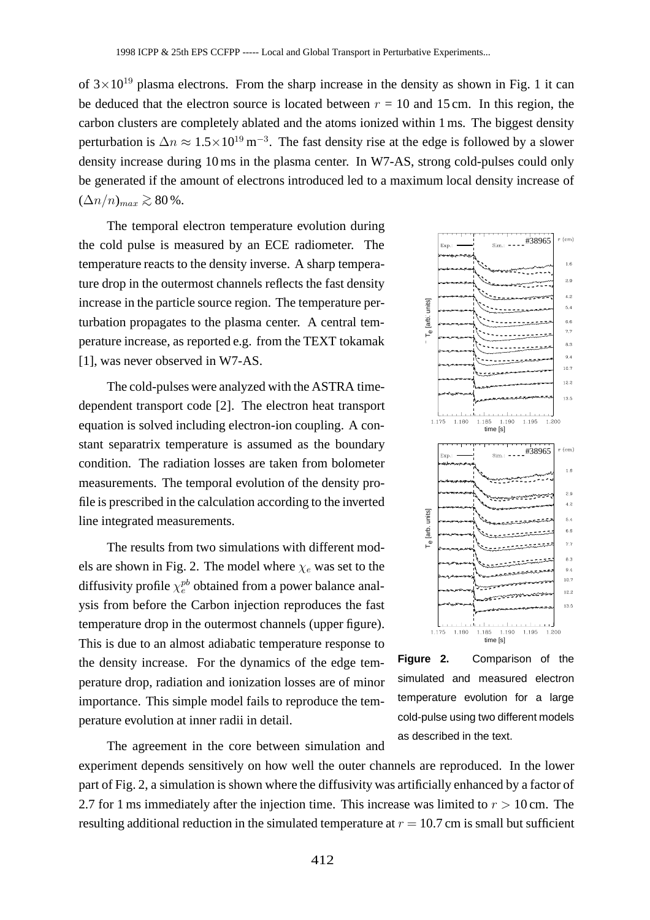of $3\times10^{19}$ plasma electrons. From the sharp increase in the density as shown in Fig. 1 it can be deduced that the electron source is located between $r$ = 10 and 15 cm. In this region, the carbon clusters are completely ablated and the atoms ionized within 1 ms. The biggest density perturbation is $\Delta n \approx 1.5\times10^{19}\,\mathrm{m}^{-3}$. The fast density rise at the edge is followed by a slower density increase during 10 ms in the plasma center. In W7-AS, strong cold-pulses could only be generated if the amount of electrons introduced led to a maximum local density increase of $(\Delta n/n)_{max} \gtrsim 80\,\%$.

The temporal electron temperature evolution during the cold pulse is measured by an ECE radiometer. The temperature reacts to the density inverse. A sharp temperature drop in the outermost channels reflects the fast density increase in the particle source region. The temperature perturbation propagates to the plasma center. A central temperature increase, as reported e.g. from the TEXT tokamak [1], was never observed in W7-AS.

The cold-pulses were analyzed with the ASTRA time-dependent transport code [2]. The electron heat transport equation is solved including electron-ion coupling. A constant separatrix temperature is assumed as the boundary condition. The radiation losses are taken from bolometer measurements. The temporal evolution of the density profile is prescribed in the calculation according to the inverted line integrated measurements.

The results from two simulations with different models are shown in Fig. 2. The model where $\chi_e$ was set to the diffusivity profile $\chi_e^{pb}$ obtained from a power balance analysis from before the Carbon injection reproduces the fast temperature drop in the outermost channels (upper figure). This is due to an almost adiabatic temperature response to the density increase. For the dynamics of the edge temperature drop, radiation and ionization losses are of minor importance. This simple model fails to reproduce the temperature evolution at inner radii in detail.

**Figure 2.** Comparison of the simulated and measured electron temperature evolution for a large cold-pulse using two different models as described in the text.

The agreement in the core between simulation and experiment depends sensitively on how well the outer channels are reproduced. In the lower part of Fig. 2, a simulation is shown where the diffusivity was artificially enhanced by a factor of 2.7 for 1 ms immediately after the injection time. This increase was limited to $r > 10$ cm. The resulting additional reduction in the simulated temperature at $r = 10.7$ cm is small but sufficient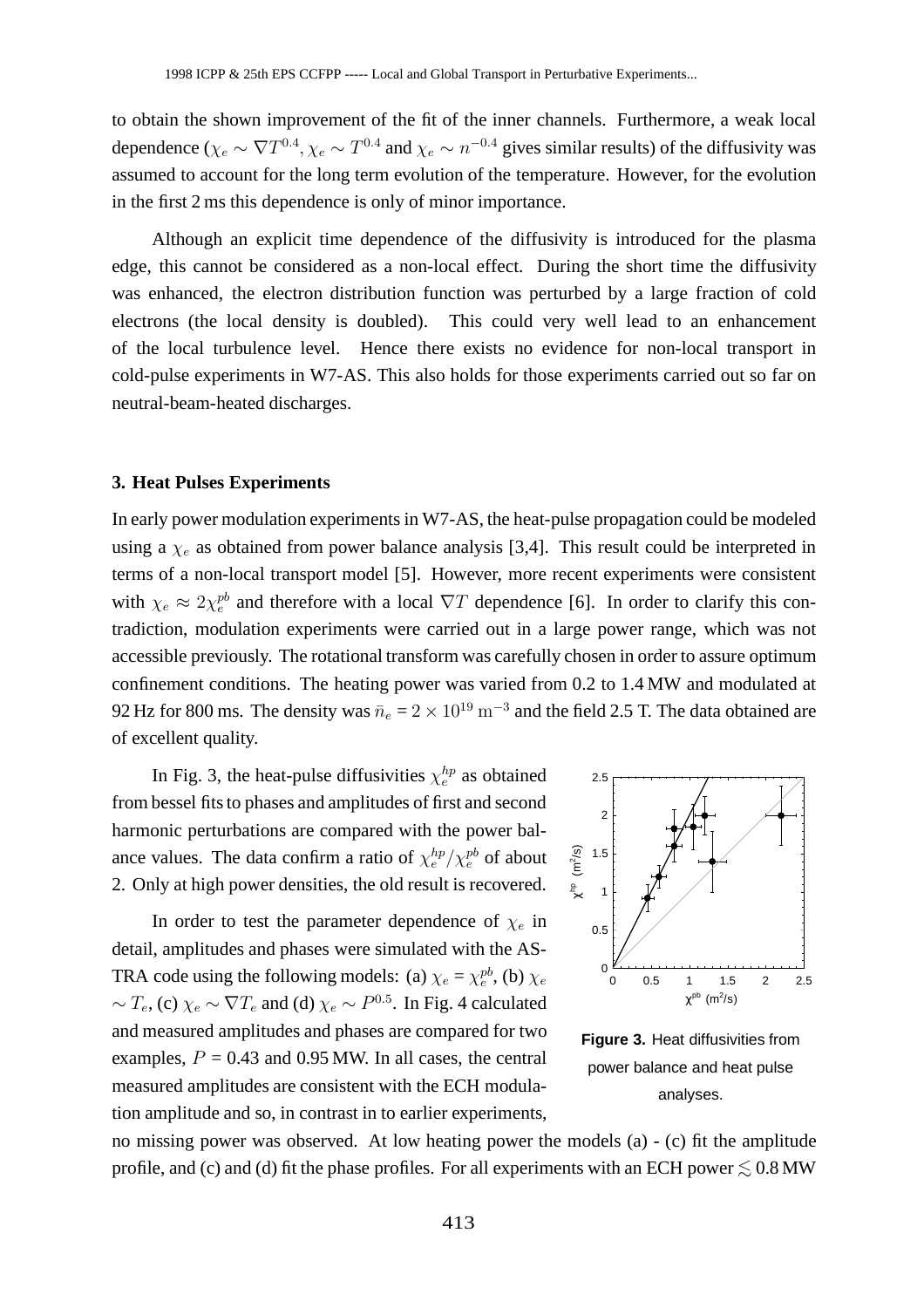to obtain the shown improvement of the fit of the inner channels. Furthermore, a weak local dependence ($\chi_e \sim \nabla T^{0.4}$, $\chi_e \sim T^{0.4}$ and $\chi_e \sim n^{-0.4}$ gives similar results) of the diffusivity was assumed to account for the long term evolution of the temperature. However, for the evolution in the first 2 ms this dependence is only of minor importance.

Although an explicit time dependence of the diffusivity is introduced for the plasma edge, this cannot be considered as a non-local effect. During the short time the diffusivity was enhanced, the electron distribution function was perturbed by a large fraction of cold electrons (the local density is doubled). This could very well lead to an enhancement of the local turbulence level. Hence there exists no evidence for non-local transport in cold-pulse experiments in W7-AS. This also holds for those experiments carried out so far on neutral-beam-heated discharges.

### 3. Heat Pulses Experiments

In early power modulation experiments in W7-AS, the heat-pulse propagation could be modeled using a $\chi_e$ as obtained from power balance analysis [3,4]. This result could be interpreted in terms of a non-local transport model [5]. However, more recent experiments were consistent with $\chi_e \approx 2\chi_e^{pb}$ and therefore with a local $\nabla T$ dependence [6]. In order to clarify this contradiction, modulation experiments were carried out in a large power range, which was not accessible previously. The rotational transform was carefully chosen in order to assure optimum confinement conditions. The heating power was varied from 0.2 to 1.4 MW and modulated at 92 Hz for 800 ms. The density was $\bar{n}_e = 2 \times 10^{19}\ \mathrm{m}^{-3}$ and the field 2.5 T. The data obtained are of excellent quality.

In Fig. 3, the heat-pulse diffusivities $\chi_e^{hp}$ as obtained from bessel fits to phases and amplitudes of first and second harmonic perturbations are compared with the power balance values. The data confirm a ratio of $\chi_e^{hp}/\chi_e^{pb}$ of about 2. Only at high power densities, the old result is recovered.

**Figure 3.** Heat diffusivities from power balance and heat pulse analyses.

In order to test the parameter dependence of $\chi_e$ in detail, amplitudes and phases were simulated with the ASTRA code using the following models: (a) $\chi_e = \chi_e^{pb}$, (b) $\chi_e \sim T_e$, (c) $\chi_e \sim \nabla T_e$ and (d) $\chi_e \sim P^{0.5}$. In Fig. 4 calculated and measured amplitudes and phases are compared for two examples, $P$ = 0.43 and 0.95 MW. In all cases, the central measured amplitudes are consistent with the ECH modulation amplitude and so, in contrast in to earlier experiments, no missing power was observed. At low heating power the models (a) - (c) fit the amplitude profile, and (c) and (d) fit the phase profiles. For all experiments with an ECH power $\lesssim$ 0.8 MW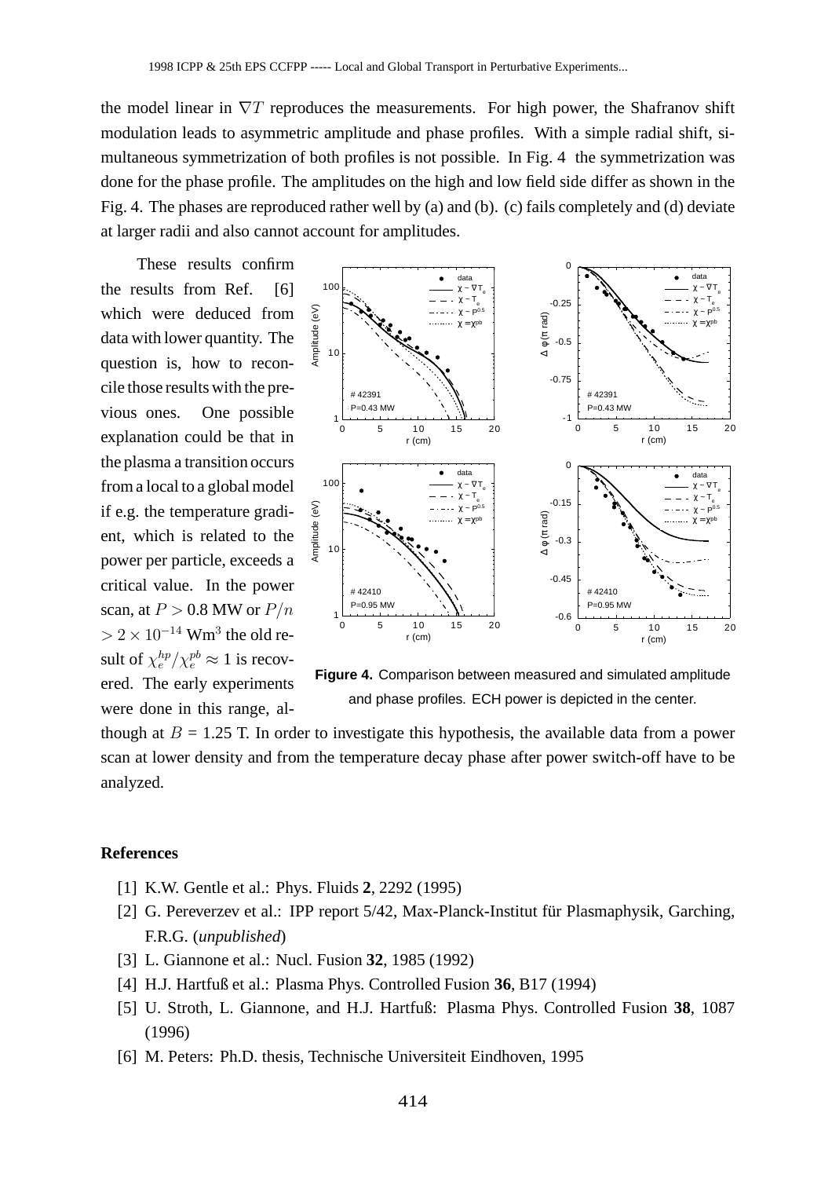the model linear in $\nabla T$ reproduces the measurements. For high power, the Shafranov shift modulation leads to asymmetric amplitude and phase profiles. With a simple radial shift, simultaneous symmetrization of both profiles is not possible. In Fig. 4 the symmetrization was done for the phase profile. The amplitudes on the high and low field side differ as shown in the Fig. 4. The phases are reproduced rather well by (a) and (b). (c) fails completely and (d) deviate at larger radii and also cannot account for amplitudes.

These results confirm the results from Ref. [6] which were deduced from data with lower quantity. The question is, how to reconcile those results with the previous ones. One possible explanation could be that in the plasma a transition occurs from a local to a global model if e.g. the temperature gradient, which is related to the power per particle, exceeds a critical value. In the power scan, at $P > 0.8$ MW or $P/n > 2 \times 10^{-14}$ Wm$^3$ the old result of $\chi_e^{hp}/\chi_e^{pb} \approx 1$ is recovered. The early experiments were done in this range, although at $B$ = 1.25 T. In order to investigate this hypothesis, the available data from a power scan at lower density and from the temperature decay phase after power switch-off have to be analyzed.

Amplitude (eV)
r (cm)
Δ φ (π rad)
data
χ ~ ∇T_e
χ ~ T_e
χ ~ P^0.5
χ = χ^pb
# 42391
P=0.43 MW
# 42410
P=0.95 MW

**Figure 4.** Comparison between measured and simulated amplitude and phase profiles. ECH power is depicted in the center.

## References

[1] K.W. Gentle et al.: Phys. Fluids **2**, 2292 (1995)

[2] G. Pereverzev et al.: IPP report 5/42, Max-Planck-Institut für Plasmaphysik, Garching, F.R.G. (*unpublished*)

[3] L. Giannone et al.: Nucl. Fusion **32**, 1985 (1992)

[4] H.J. Hartfuß et al.: Plasma Phys. Controlled Fusion **36**, B17 (1994)

[5] U. Stroth, L. Giannone, and H.J. Hartfuß: Plasma Phys. Controlled Fusion **38**, 1087 (1996)

[6] M. Peters: Ph.D. thesis, Technische Universiteit Eindhoven, 1995